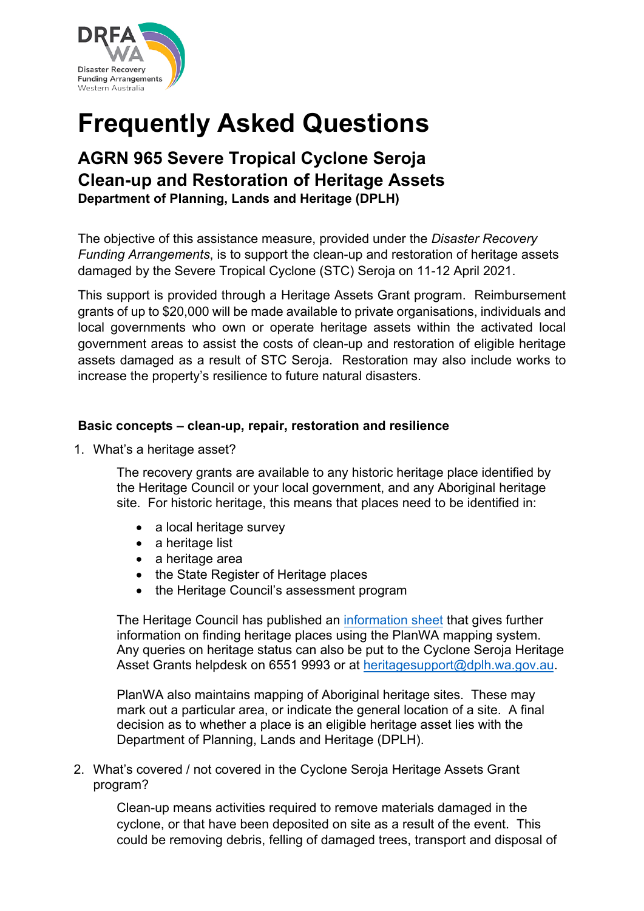# Frequently Asked Questions

## AGRN 965 Severe Tropical Cyclone Seroja Clean-up and Restoration of Heritage Assets

**Department of Planning, Lands and Heritage (DPLH)**

The objective of this assistance measure, provided under the *Disaster Recovery Funding Arrangements*, is to support the clean-up and restoration of heritage assets damaged by the Severe Tropical Cyclone (STC) Seroja on 11-12 April 2021.

This support is provided through a Heritage Assets Grant program. Reimbursement grants of up to $20,000 will be made available to private organisations, individuals and local governments who own or operate heritage assets within the activated local government areas to assist the costs of clean-up and restoration of eligible heritage assets damaged as a result of STC Seroja. Restoration may also include works to increase the property's resilience to future natural disasters.

**Basic concepts – clean-up, repair, restoration and resilience**

1. What's a heritage asset?

   The recovery grants are available to any historic heritage place identified by the Heritage Council or your local government, and any Aboriginal heritage site. For historic heritage, this means that places need to be identified in:

   - a local heritage survey
   - a heritage list
   - a heritage area
   - the State Register of Heritage places
   - the Heritage Council's assessment program

   The Heritage Council has published an information sheet that gives further information on finding heritage places using the PlanWA mapping system. Any queries on heritage status can also be put to the Cyclone Seroja Heritage Asset Grants helpdesk on 6551 9993 or at heritagesupport@dplh.wa.gov.au.

   PlanWA also maintains mapping of Aboriginal heritage sites. These may mark out a particular area, or indicate the general location of a site. A final decision as to whether a place is an eligible heritage asset lies with the Department of Planning, Lands and Heritage (DPLH).

2. What's covered / not covered in the Cyclone Seroja Heritage Assets Grant program?

   Clean-up means activities required to remove materials damaged in the cyclone, or that have been deposited on site as a result of the event. This could be removing debris, felling of damaged trees, transport and disposal of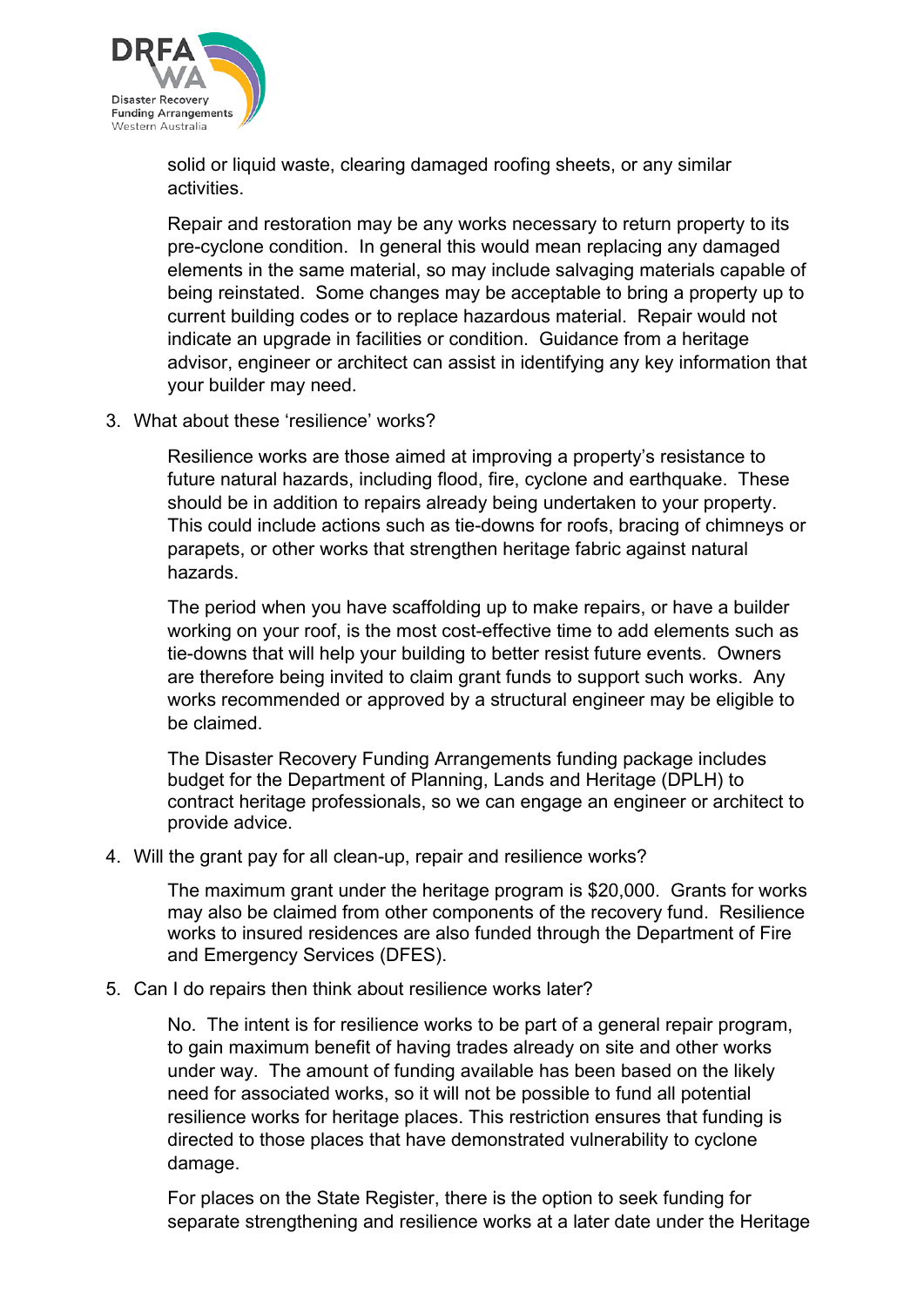solid or liquid waste, clearing damaged roofing sheets, or any similar activities.

Repair and restoration may be any works necessary to return property to its pre-cyclone condition. In general this would mean replacing any damaged elements in the same material, so may include salvaging materials capable of being reinstated. Some changes may be acceptable to bring a property up to current building codes or to replace hazardous material. Repair would not indicate an upgrade in facilities or condition. Guidance from a heritage advisor, engineer or architect can assist in identifying any key information that your builder may need.

3. What about these 'resilience' works?

   Resilience works are those aimed at improving a property's resistance to future natural hazards, including flood, fire, cyclone and earthquake. These should be in addition to repairs already being undertaken to your property. This could include actions such as tie-downs for roofs, bracing of chimneys or parapets, or other works that strengthen heritage fabric against natural hazards.

   The period when you have scaffolding up to make repairs, or have a builder working on your roof, is the most cost-effective time to add elements such as tie-downs that will help your building to better resist future events. Owners are therefore being invited to claim grant funds to support such works. Any works recommended or approved by a structural engineer may be eligible to be claimed.

   The Disaster Recovery Funding Arrangements funding package includes budget for the Department of Planning, Lands and Heritage (DPLH) to contract heritage professionals, so we can engage an engineer or architect to provide advice.

4. Will the grant pay for all clean-up, repair and resilience works?

   The maximum grant under the heritage program is $20,000. Grants for works may also be claimed from other components of the recovery fund. Resilience works to insured residences are also funded through the Department of Fire and Emergency Services (DFES).

5. Can I do repairs then think about resilience works later?

   No. The intent is for resilience works to be part of a general repair program, to gain maximum benefit of having trades already on site and other works under way. The amount of funding available has been based on the likely need for associated works, so it will not be possible to fund all potential resilience works for heritage places. This restriction ensures that funding is directed to those places that have demonstrated vulnerability to cyclone damage.

   For places on the State Register, there is the option to seek funding for separate strengthening and resilience works at a later date under the Heritage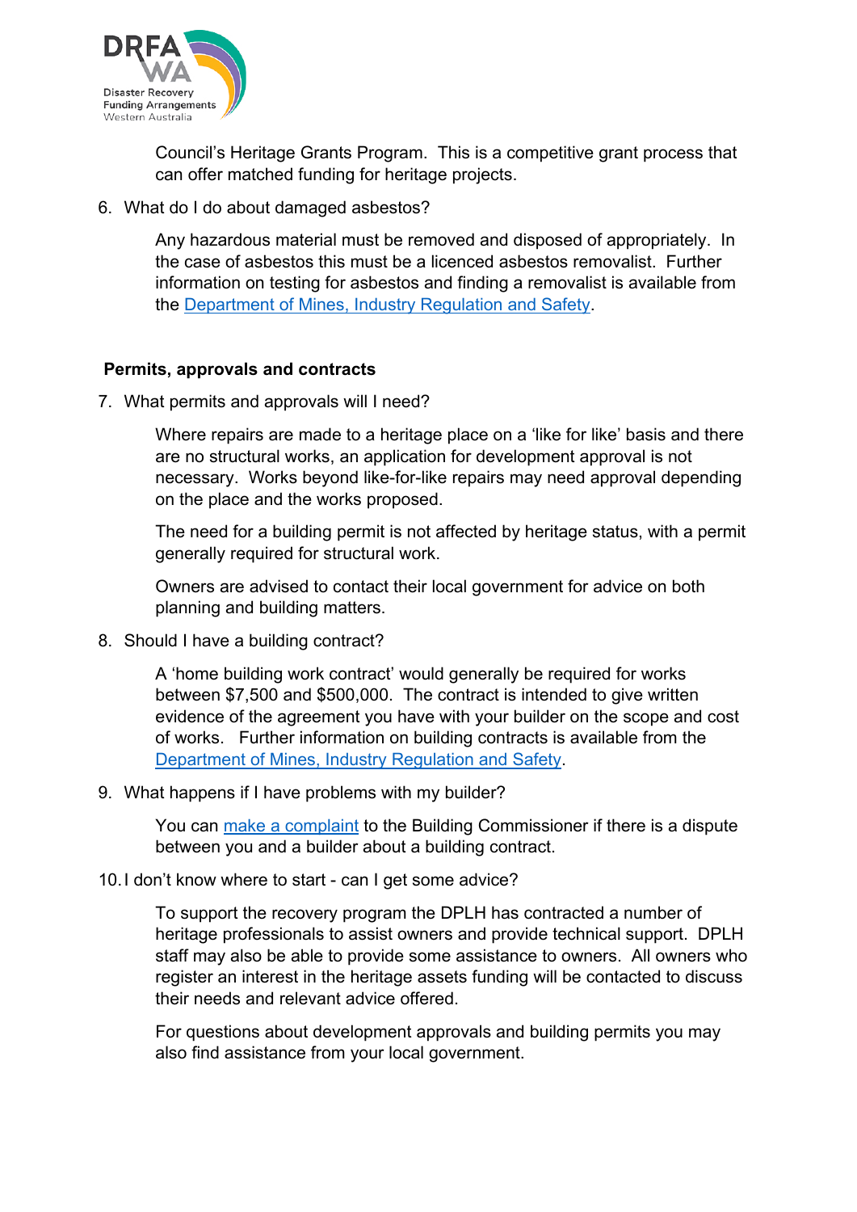Council's Heritage Grants Program. This is a competitive grant process that can offer matched funding for heritage projects.

6. What do I do about damaged asbestos?

   Any hazardous material must be removed and disposed of appropriately. In the case of asbestos this must be a licenced asbestos removalist. Further information on testing for asbestos and finding a removalist is available from the Department of Mines, Industry Regulation and Safety.

**Permits, approvals and contracts**

7. What permits and approvals will I need?

   Where repairs are made to a heritage place on a 'like for like' basis and there are no structural works, an application for development approval is not necessary. Works beyond like-for-like repairs may need approval depending on the place and the works proposed.

   The need for a building permit is not affected by heritage status, with a permit generally required for structural work.

   Owners are advised to contact their local government for advice on both planning and building matters.

8. Should I have a building contract?

   A 'home building work contract' would generally be required for works between $7,500 and $500,000. The contract is intended to give written evidence of the agreement you have with your builder on the scope and cost of works. Further information on building contracts is available from the Department of Mines, Industry Regulation and Safety.

9. What happens if I have problems with my builder?

   You can make a complaint to the Building Commissioner if there is a dispute between you and a builder about a building contract.

10. I don't know where to start - can I get some advice?

    To support the recovery program the DPLH has contracted a number of heritage professionals to assist owners and provide technical support. DPLH staff may also be able to provide some assistance to owners. All owners who register an interest in the heritage assets funding will be contacted to discuss their needs and relevant advice offered.

    For questions about development approvals and building permits you may also find assistance from your local government.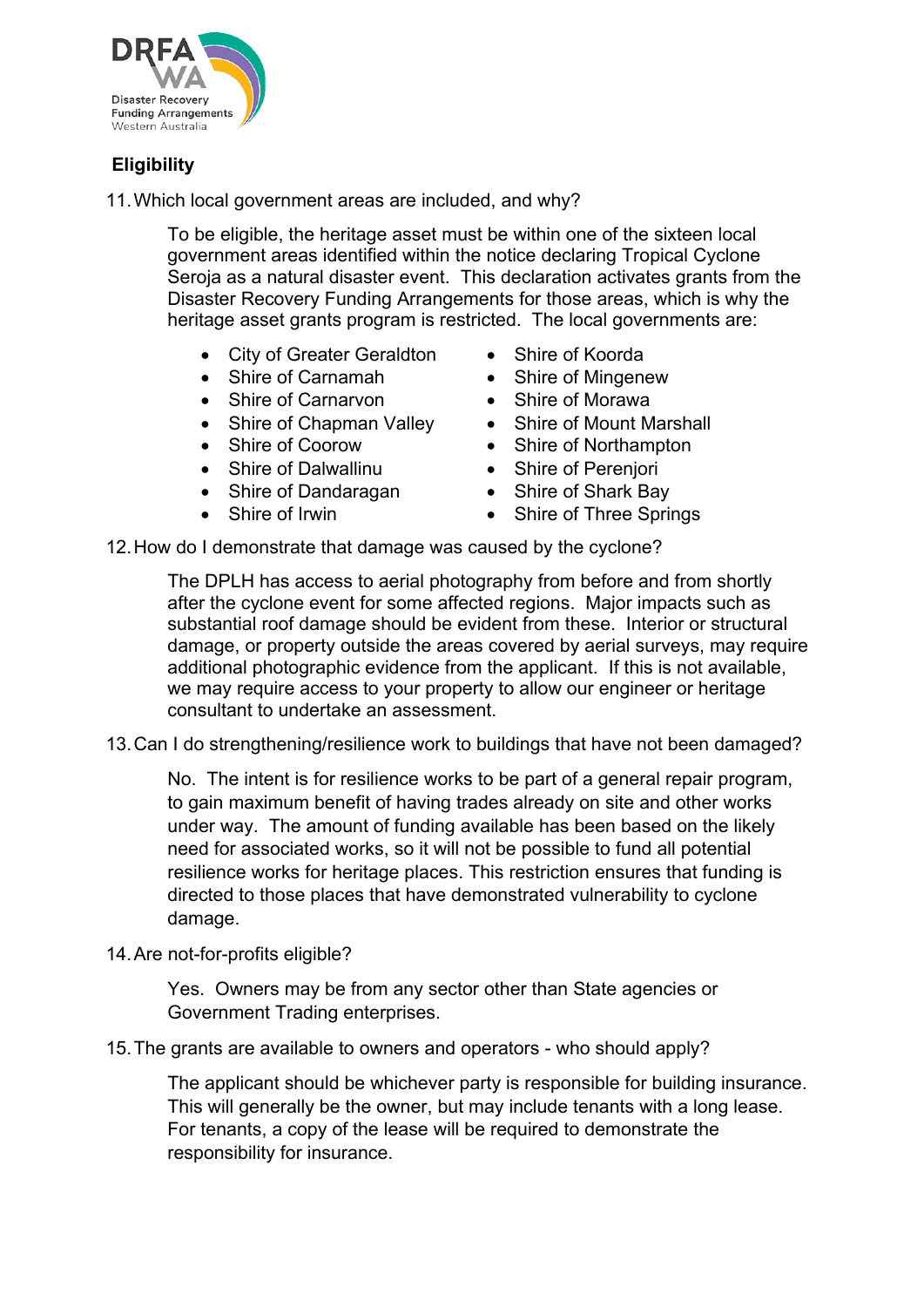## Eligibility

11. Which local government areas are included, and why?

    To be eligible, the heritage asset must be within one of the sixteen local government areas identified within the notice declaring Tropical Cyclone Seroja as a natural disaster event. This declaration activates grants from the Disaster Recovery Funding Arrangements for those areas, which is why the heritage asset grants program is restricted. The local governments are:

    - City of Greater Geraldton
    - Shire of Carnamah
    - Shire of Carnarvon
    - Shire of Chapman Valley
    - Shire of Coorow
    - Shire of Dalwallinu
    - Shire of Dandaragan
    - Shire of Irwin
    - Shire of Koorda
    - Shire of Mingenew
    - Shire of Morawa
    - Shire of Mount Marshall
    - Shire of Northampton
    - Shire of Perenjori
    - Shire of Shark Bay
    - Shire of Three Springs

12. How do I demonstrate that damage was caused by the cyclone?

    The DPLH has access to aerial photography from before and from shortly after the cyclone event for some affected regions. Major impacts such as substantial roof damage should be evident from these. Interior or structural damage, or property outside the areas covered by aerial surveys, may require additional photographic evidence from the applicant. If this is not available, we may require access to your property to allow our engineer or heritage consultant to undertake an assessment.

13. Can I do strengthening/resilience work to buildings that have not been damaged?

    No. The intent is for resilience works to be part of a general repair program, to gain maximum benefit of having trades already on site and other works under way. The amount of funding available has been based on the likely need for associated works, so it will not be possible to fund all potential resilience works for heritage places. This restriction ensures that funding is directed to those places that have demonstrated vulnerability to cyclone damage.

14. Are not-for-profits eligible?

    Yes. Owners may be from any sector other than State agencies or Government Trading enterprises.

15. The grants are available to owners and operators - who should apply?

    The applicant should be whichever party is responsible for building insurance. This will generally be the owner, but may include tenants with a long lease. For tenants, a copy of the lease will be required to demonstrate the responsibility for insurance.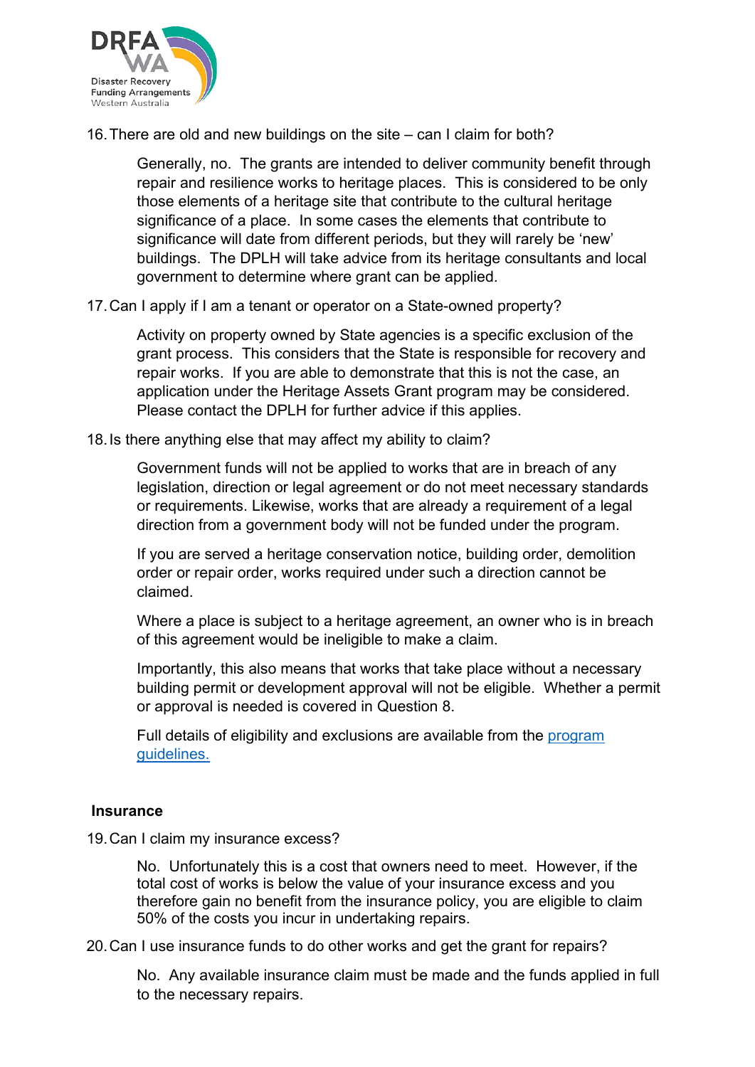16. There are old and new buildings on the site – can I claim for both?

    Generally, no. The grants are intended to deliver community benefit through repair and resilience works to heritage places. This is considered to be only those elements of a heritage site that contribute to the cultural heritage significance of a place. In some cases the elements that contribute to significance will date from different periods, but they will rarely be 'new' buildings. The DPLH will take advice from its heritage consultants and local government to determine where grant can be applied.

17. Can I apply if I am a tenant or operator on a State-owned property?

    Activity on property owned by State agencies is a specific exclusion of the grant process. This considers that the State is responsible for recovery and repair works. If you are able to demonstrate that this is not the case, an application under the Heritage Assets Grant program may be considered. Please contact the DPLH for further advice if this applies.

18. Is there anything else that may affect my ability to claim?

    Government funds will not be applied to works that are in breach of any legislation, direction or legal agreement or do not meet necessary standards or requirements. Likewise, works that are already a requirement of a legal direction from a government body will not be funded under the program.

    If you are served a heritage conservation notice, building order, demolition order or repair order, works required under such a direction cannot be claimed.

    Where a place is subject to a heritage agreement, an owner who is in breach of this agreement would be ineligible to make a claim.

    Importantly, this also means that works that take place without a necessary building permit or development approval will not be eligible. Whether a permit or approval is needed is covered in Question 8.

    Full details of eligibility and exclusions are available from the program guidelines.

**Insurance**

19. Can I claim my insurance excess?

    No. Unfortunately this is a cost that owners need to meet. However, if the total cost of works is below the value of your insurance excess and you therefore gain no benefit from the insurance policy, you are eligible to claim 50% of the costs you incur in undertaking repairs.

20. Can I use insurance funds to do other works and get the grant for repairs?

    No. Any available insurance claim must be made and the funds applied in full to the necessary repairs.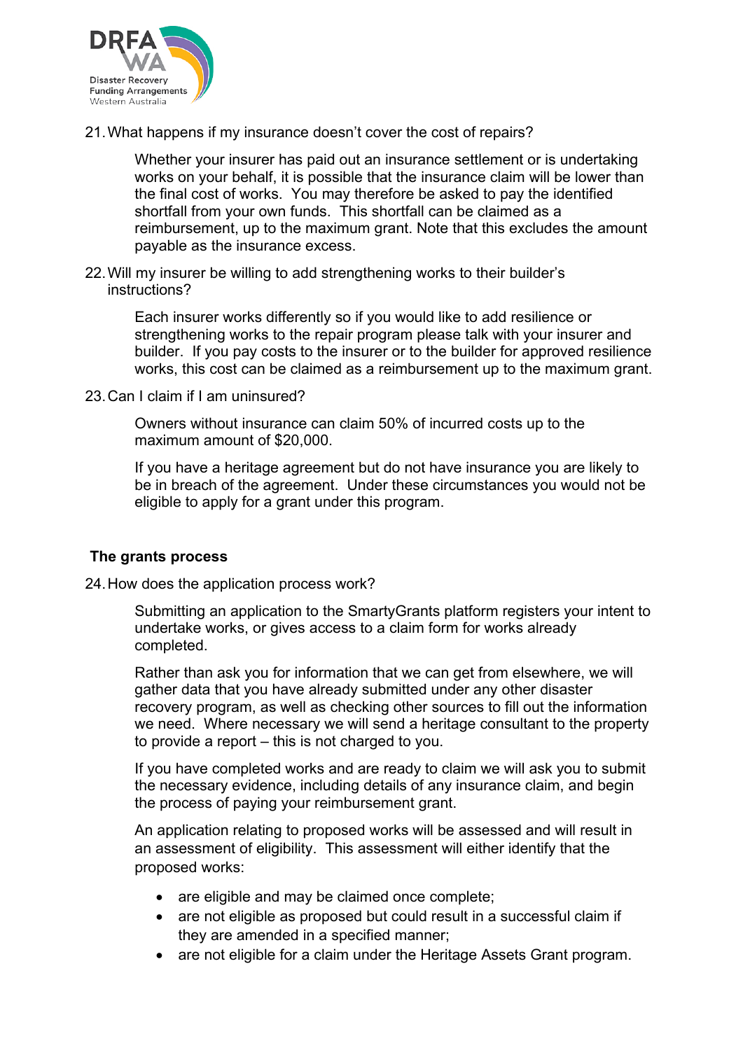21. What happens if my insurance doesn't cover the cost of repairs?

    Whether your insurer has paid out an insurance settlement or is undertaking works on your behalf, it is possible that the insurance claim will be lower than the final cost of works. You may therefore be asked to pay the identified shortfall from your own funds. This shortfall can be claimed as a reimbursement, up to the maximum grant. Note that this excludes the amount payable as the insurance excess.

22. Will my insurer be willing to add strengthening works to their builder's instructions?

    Each insurer works differently so if you would like to add resilience or strengthening works to the repair program please talk with your insurer and builder. If you pay costs to the insurer or to the builder for approved resilience works, this cost can be claimed as a reimbursement up to the maximum grant.

23. Can I claim if I am uninsured?

    Owners without insurance can claim 50% of incurred costs up to the maximum amount of $20,000.

    If you have a heritage agreement but do not have insurance you are likely to be in breach of the agreement. Under these circumstances you would not be eligible to apply for a grant under this program.

## The grants process

24. How does the application process work?

    Submitting an application to the SmartyGrants platform registers your intent to undertake works, or gives access to a claim form for works already completed.

    Rather than ask you for information that we can get from elsewhere, we will gather data that you have already submitted under any other disaster recovery program, as well as checking other sources to fill out the information we need. Where necessary we will send a heritage consultant to the property to provide a report – this is not charged to you.

    If you have completed works and are ready to claim we will ask you to submit the necessary evidence, including details of any insurance claim, and begin the process of paying your reimbursement grant.

    An application relating to proposed works will be assessed and will result in an assessment of eligibility. This assessment will either identify that the proposed works:

    - are eligible and may be claimed once complete;
    - are not eligible as proposed but could result in a successful claim if they are amended in a specified manner;
    - are not eligible for a claim under the Heritage Assets Grant program.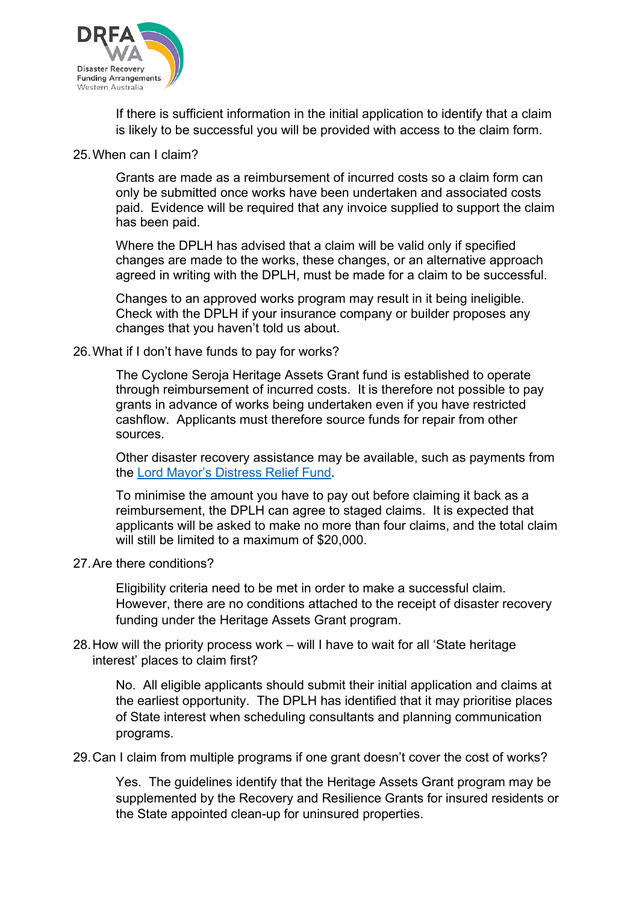If there is sufficient information in the initial application to identify that a claim is likely to be successful you will be provided with access to the claim form.

25. When can I claim?

Grants are made as a reimbursement of incurred costs so a claim form can only be submitted once works have been undertaken and associated costs paid. Evidence will be required that any invoice supplied to support the claim has been paid.

Where the DPLH has advised that a claim will be valid only if specified changes are made to the works, these changes, or an alternative approach agreed in writing with the DPLH, must be made for a claim to be successful.

Changes to an approved works program may result in it being ineligible. Check with the DPLH if your insurance company or builder proposes any changes that you haven't told us about.

26. What if I don't have funds to pay for works?

The Cyclone Seroja Heritage Assets Grant fund is established to operate through reimbursement of incurred costs. It is therefore not possible to pay grants in advance of works being undertaken even if you have restricted cashflow. Applicants must therefore source funds for repair from other sources.

Other disaster recovery assistance may be available, such as payments from the Lord Mayor's Distress Relief Fund.

To minimise the amount you have to pay out before claiming it back as a reimbursement, the DPLH can agree to staged claims. It is expected that applicants will be asked to make no more than four claims, and the total claim will still be limited to a maximum of $20,000.

27. Are there conditions?

Eligibility criteria need to be met in order to make a successful claim. However, there are no conditions attached to the receipt of disaster recovery funding under the Heritage Assets Grant program.

28. How will the priority process work – will I have to wait for all 'State heritage interest' places to claim first?

No. All eligible applicants should submit their initial application and claims at the earliest opportunity. The DPLH has identified that it may prioritise places of State interest when scheduling consultants and planning communication programs.

29. Can I claim from multiple programs if one grant doesn't cover the cost of works?

Yes. The guidelines identify that the Heritage Assets Grant program may be supplemented by the Recovery and Resilience Grants for insured residents or the State appointed clean-up for uninsured properties.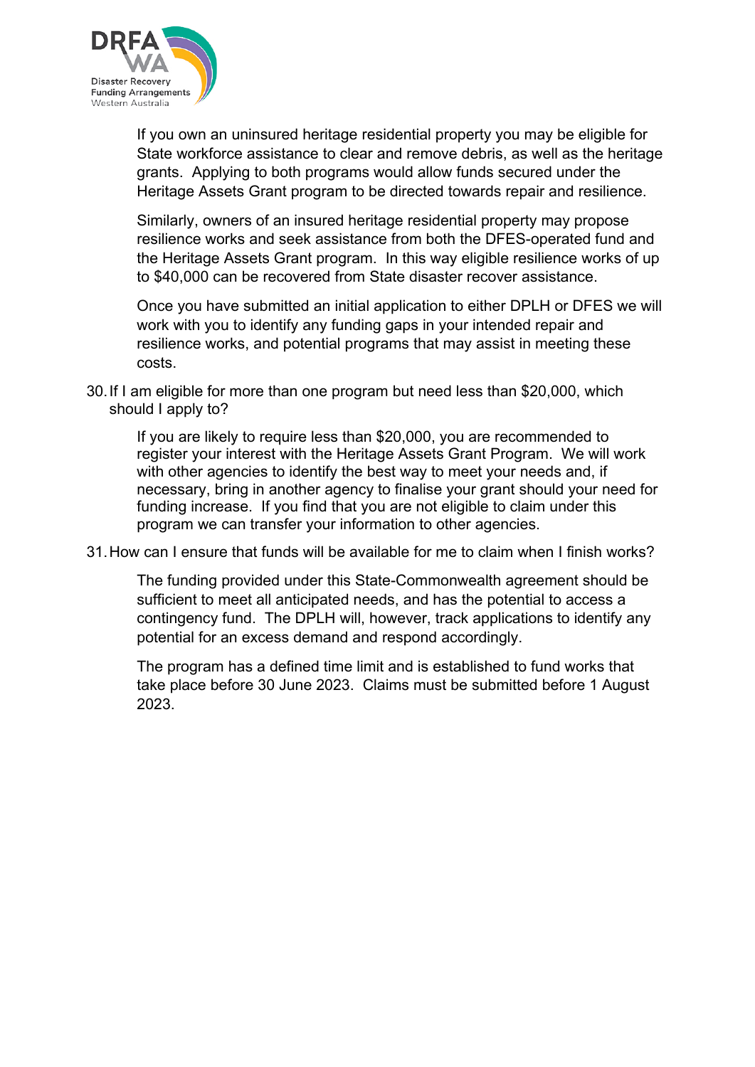If you own an uninsured heritage residential property you may be eligible for State workforce assistance to clear and remove debris, as well as the heritage grants. Applying to both programs would allow funds secured under the Heritage Assets Grant program to be directed towards repair and resilience.

Similarly, owners of an insured heritage residential property may propose resilience works and seek assistance from both the DFES-operated fund and the Heritage Assets Grant program. In this way eligible resilience works of up to $40,000 can be recovered from State disaster recover assistance.

Once you have submitted an initial application to either DPLH or DFES we will work with you to identify any funding gaps in your intended repair and resilience works, and potential programs that may assist in meeting these costs.

30. If I am eligible for more than one program but need less than $20,000, which should I apply to?

    If you are likely to require less than $20,000, you are recommended to register your interest with the Heritage Assets Grant Program. We will work with other agencies to identify the best way to meet your needs and, if necessary, bring in another agency to finalise your grant should your need for funding increase. If you find that you are not eligible to claim under this program we can transfer your information to other agencies.

31. How can I ensure that funds will be available for me to claim when I finish works?

    The funding provided under this State-Commonwealth agreement should be sufficient to meet all anticipated needs, and has the potential to access a contingency fund. The DPLH will, however, track applications to identify any potential for an excess demand and respond accordingly.

    The program has a defined time limit and is established to fund works that take place before 30 June 2023. Claims must be submitted before 1 August 2023.